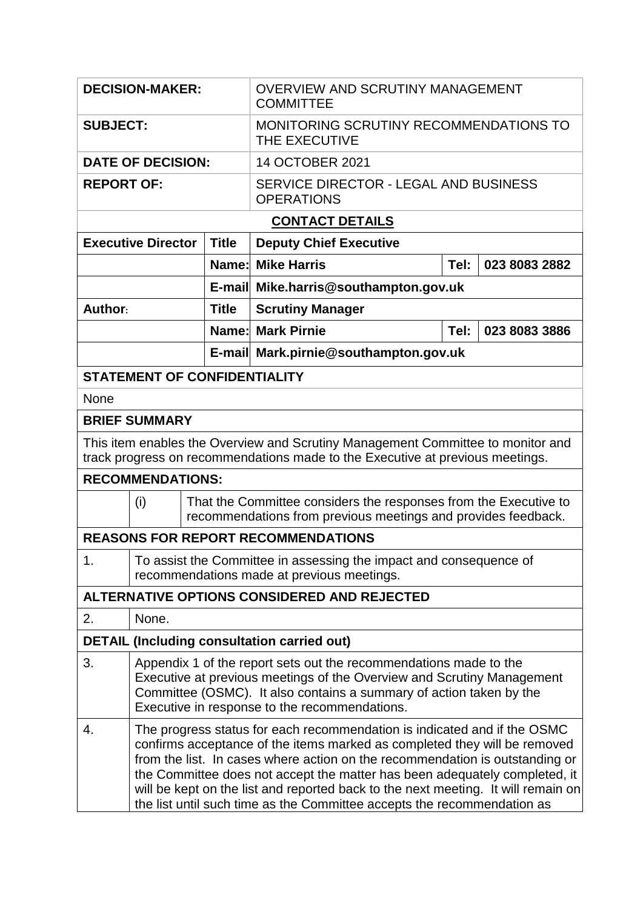| | |
|---|---|
| **DECISION-MAKER:** | OVERVIEW AND SCRUTINY MANAGEMENT COMMITTEE |
| **SUBJECT:** | MONITORING SCRUTINY RECOMMENDATIONS TO THE EXECUTIVE |
| **DATE OF DECISION:** | 14 OCTOBER 2021 |
| **REPORT OF:** | SERVICE DIRECTOR - LEGAL AND BUSINESS OPERATIONS |

**CONTACT DETAILS**

| | | | | |
|---|---|---|---|---|
| **Executive Director** | **Title** | **Deputy Chief Executive** | | |
| | **Name:** | **Mike Harris** | **Tel:** | **023 8083 2882** |
| | **E-mail** | **Mike.harris@southampton.gov.uk** | | |
| **Author:** | **Title** | **Scrutiny Manager** | | |
| | **Name:** | **Mark Pirnie** | **Tel:** | **023 8083 3886** |
| | **E-mail** | **Mark.pirnie@southampton.gov.uk** | | |

**STATEMENT OF CONFIDENTIALITY**

None

**BRIEF SUMMARY**

This item enables the Overview and Scrutiny Management Committee to monitor and track progress on recommendations made to the Executive at previous meetings.

**RECOMMENDATIONS:**

| | |
|---|---|
| (i) | That the Committee considers the responses from the Executive to recommendations from previous meetings and provides feedback. |

**REASONS FOR REPORT RECOMMENDATIONS**

| | |
|---|---|
| 1. | To assist the Committee in assessing the impact and consequence of recommendations made at previous meetings. |

**ALTERNATIVE OPTIONS CONSIDERED AND REJECTED**

| | |
|---|---|
| 2. | None. |

**DETAIL (Including consultation carried out)**

| | |
|---|---|
| 3. | Appendix 1 of the report sets out the recommendations made to the Executive at previous meetings of the Overview and Scrutiny Management Committee (OSMC). It also contains a summary of action taken by the Executive in response to the recommendations. |
| 4. | The progress status for each recommendation is indicated and if the OSMC confirms acceptance of the items marked as completed they will be removed from the list. In cases where action on the recommendation is outstanding or the Committee does not accept the matter has been adequately completed, it will be kept on the list and reported back to the next meeting. It will remain on the list until such time as the Committee accepts the recommendation as |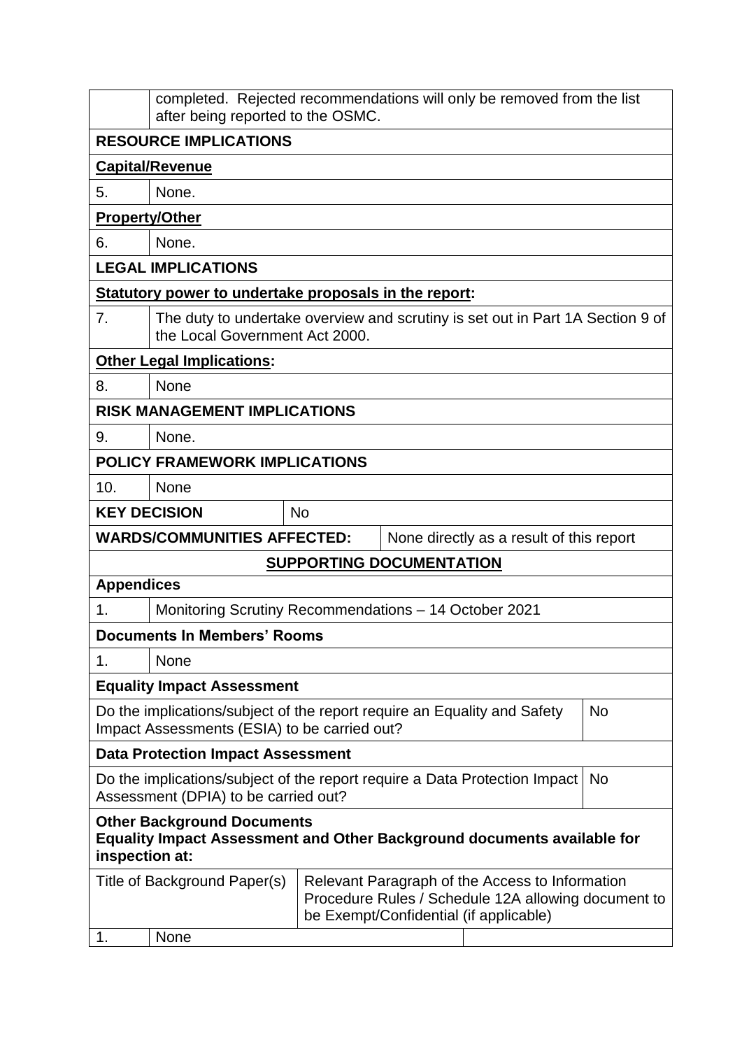| | |
|---|---|
| | completed. Rejected recommendations will only be removed from the list after being reported to the OSMC. |
| **RESOURCE IMPLICATIONS** | |
| **Capital/Revenue** | |
| 5. | None. |
| **Property/Other** | |
| 6. | None. |
| **LEGAL IMPLICATIONS** | |
| **Statutory power to undertake proposals in the report:** | |
| 7. | The duty to undertake overview and scrutiny is set out in Part 1A Section 9 of the Local Government Act 2000. |
| **Other Legal Implications:** | |
| 8. | None |
| **RISK MANAGEMENT IMPLICATIONS** | |
| 9. | None. |
| **POLICY FRAMEWORK IMPLICATIONS** | |
| 10. | None |

| | |
|---|---|
| **KEY DECISION** | No |
| **WARDS/COMMUNITIES AFFECTED:** | None directly as a result of this report |

**SUPPORTING DOCUMENTATION**

| | |
|---|---|
| **Appendices** | |
| 1. | Monitoring Scrutiny Recommendations – 14 October 2021 |
| **Documents In Members' Rooms** | |
| 1. | None |

| | |
|---|---|
| **Equality Impact Assessment** | |
| Do the implications/subject of the report require an Equality and Safety Impact Assessments (ESIA) to be carried out? | No |
| **Data Protection Impact Assessment** | |
| Do the implications/subject of the report require a Data Protection Impact Assessment (DPIA) to be carried out? | No |

**Other Background Documents**
**Equality Impact Assessment and Other Background documents available for inspection at:**

| Title of Background Paper(s) | | Relevant Paragraph of the Access to Information Procedure Rules / Schedule 12A allowing document to be Exempt/Confidential (if applicable) |
|---|---|---|
| 1. | None | |